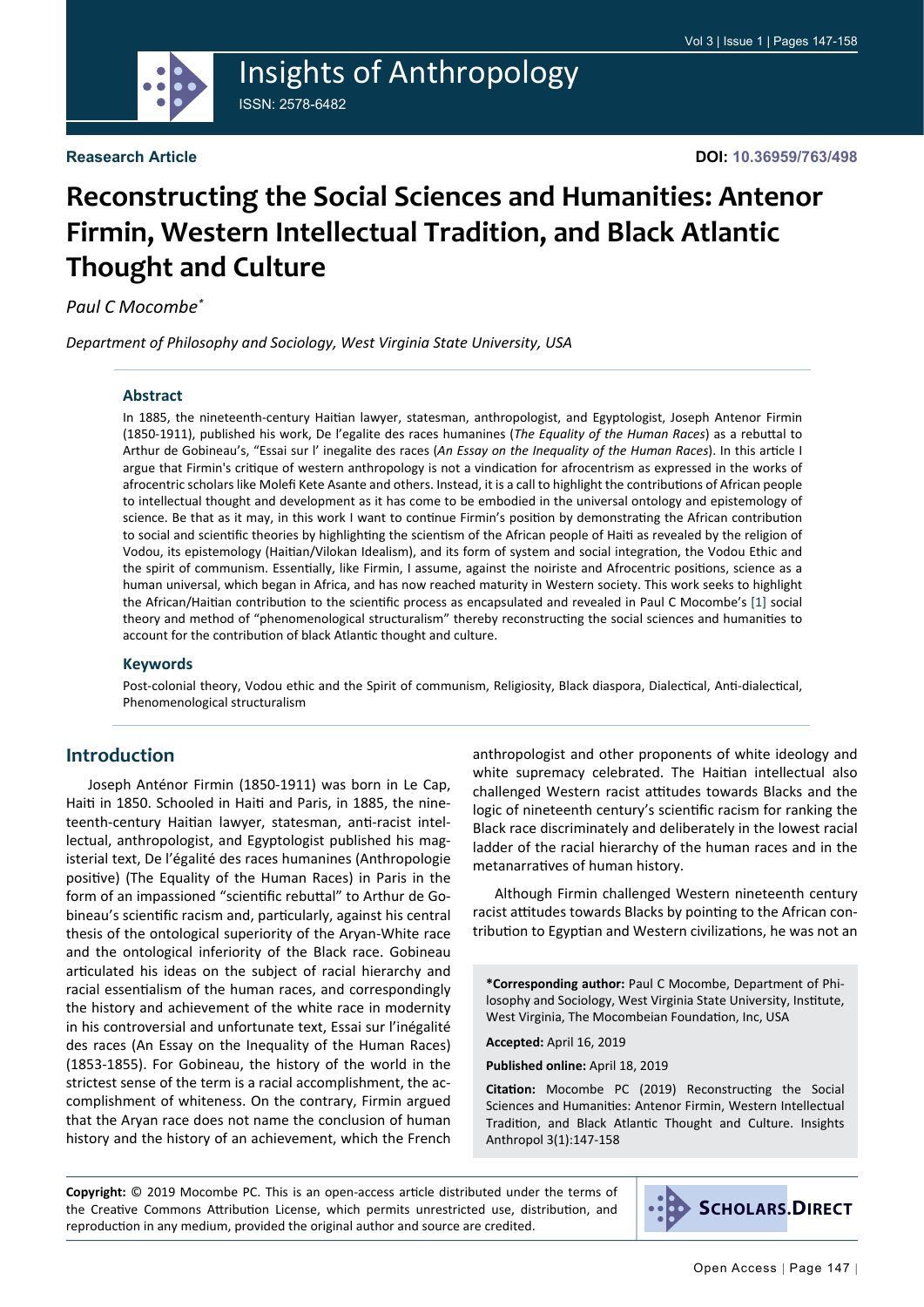**Reasearch Article**

**DOI: 10.36959/763/498**

# Reconstructing the Social Sciences and Humanities: Antenor Firmin, Western Intellectual Tradition, and Black Atlantic Thought and Culture

*Paul C Mocombe*[*]

*Department of Philosophy and Sociology, West Virginia State University, USA*

### Abstract

In 1885, the nineteenth-century Haitian lawyer, statesman, anthropologist, and Egyptologist, Joseph Antenor Firmin (1850-1911), published his work, De l'egalite des races humanines (*The Equality of the Human Races*) as a rebuttal to Arthur de Gobineau's, "Essai sur l' inegalite des races (*An Essay on the Inequality of the Human Races*). In this article I argue that Firmin's critique of western anthropology is not a vindication for afrocentrism as expressed in the works of afrocentric scholars like Molefi Kete Asante and others. Instead, it is a call to highlight the contributions of African people to intellectual thought and development as it has come to be embodied in the universal ontology and epistemology of science. Be that as it may, in this work I want to continue Firmin's position by demonstrating the African contribution to social and scientific theories by highlighting the scientism of the African people of Haiti as revealed by the religion of Vodou, its epistemology (Haitian/Vilokan Idealism), and its form of system and social integration, the Vodou Ethic and the spirit of communism. Essentially, like Firmin, I assume, against the noiriste and Afrocentric positions, science as a human universal, which began in Africa, and has now reached maturity in Western society. This work seeks to highlight the African/Haitian contribution to the scientific process as encapsulated and revealed in Paul C Mocombe's [1] social theory and method of "phenomenological structuralism" thereby reconstructing the social sciences and humanities to account for the contribution of black Atlantic thought and culture.

### Keywords

Post-colonial theory, Vodou ethic and the Spirit of communism, Religiosity, Black diaspora, Dialectical, Anti-dialectical, Phenomenological structuralism

## Introduction

Joseph Anténor Firmin (1850-1911) was born in Le Cap, Haiti in 1850. Schooled in Haiti and Paris, in 1885, the nineteenth-century Haitian lawyer, statesman, anti-racist intellectual, anthropologist, and Egyptologist published his magisterial text, De l'égalité des races humanines (Anthropologie positive) (The Equality of the Human Races) in Paris in the form of an impassioned "scientific rebuttal" to Arthur de Gobineau's scientific racism and, particularly, against his central thesis of the ontological superiority of the Aryan-White race and the ontological inferiority of the Black race. Gobineau articulated his ideas on the subject of racial hierarchy and racial essentialism of the human races, and correspondingly the history and achievement of the white race in modernity in his controversial and unfortunate text, Essai sur l'inégalité des races (An Essay on the Inequality of the Human Races) (1853-1855). For Gobineau, the history of the world in the strictest sense of the term is a racial accomplishment, the accomplishment of whiteness. On the contrary, Firmin argued that the Aryan race does not name the conclusion of human history and the history of an achievement, which the French anthropologist and other proponents of white ideology and white supremacy celebrated. The Haitian intellectual also challenged Western racist attitudes towards Blacks and the logic of nineteenth century's scientific racism for ranking the Black race discriminately and deliberately in the lowest racial ladder of the racial hierarchy of the human races and in the metanarratives of human history.

Although Firmin challenged Western nineteenth century racist attitudes towards Blacks by pointing to the African contribution to Egyptian and Western civilizations, he was not an

**\*Corresponding author:** Paul C Mocombe, Department of Philosophy and Sociology, West Virginia State University, Institute, West Virginia, The Mocombeian Foundation, Inc, USA

**Accepted:** April 16, 2019

**Published online:** April 18, 2019

**Citation:** Mocombe PC (2019) Reconstructing the Social Sciences and Humanities: Antenor Firmin, Western Intellectual Tradition, and Black Atlantic Thought and Culture. Insights Anthropol 3(1):147-158

**Copyright:** © 2019 Mocombe PC. This is an open-access article distributed under the terms of the Creative Commons Attribution License, which permits unrestricted use, distribution, and reproduction in any medium, provided the original author and source are credited.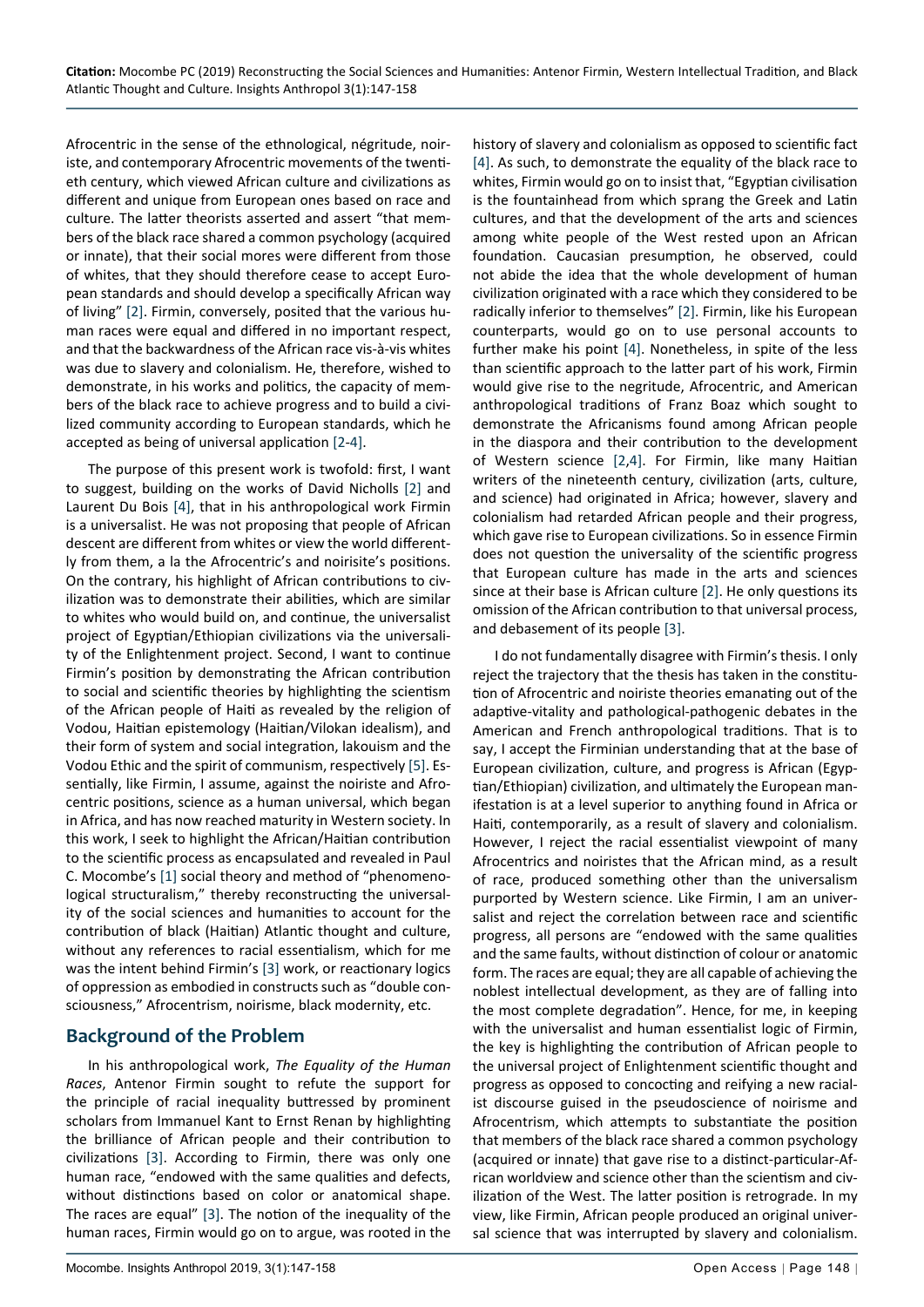Afrocentric in the sense of the ethnological, négritude, noiriste, and contemporary Afrocentric movements of the twentieth century, which viewed African culture and civilizations as different and unique from European ones based on race and culture. The latter theorists asserted and assert "that members of the black race shared a common psychology (acquired or innate), that their social mores were different from those of whites, that they should therefore cease to accept European standards and should develop a specifically African way of living" [2]. Firmin, conversely, posited that the various human races were equal and differed in no important respect, and that the backwardness of the African race vis-à-vis whites was due to slavery and colonialism. He, therefore, wished to demonstrate, in his works and politics, the capacity of members of the black race to achieve progress and to build a civilized community according to European standards, which he accepted as being of universal application [2-4].

The purpose of this present work is twofold: first, I want to suggest, building on the works of David Nicholls [2] and Laurent Du Bois [4], that in his anthropological work Firmin is a universalist. He was not proposing that people of African descent are different from whites or view the world differently from them, a la the Afrocentric's and noirisite's positions. On the contrary, his highlight of African contributions to civilization was to demonstrate their abilities, which are similar to whites who would build on, and continue, the universalist project of Egyptian/Ethiopian civilizations via the universality of the Enlightenment project. Second, I want to continue Firmin's position by demonstrating the African contribution to social and scientific theories by highlighting the scientism of the African people of Haiti as revealed by the religion of Vodou, Haitian epistemology (Haitian/Vilokan idealism), and their form of system and social integration, lakouism and the Vodou Ethic and the spirit of communism, respectively [5]. Essentially, like Firmin, I assume, against the noiriste and Afrocentric positions, science as a human universal, which began in Africa, and has now reached maturity in Western society. In this work, I seek to highlight the African/Haitian contribution to the scientific process as encapsulated and revealed in Paul C. Mocombe's [1] social theory and method of "phenomenological structuralism," thereby reconstructing the universality of the social sciences and humanities to account for the contribution of black (Haitian) Atlantic thought and culture, without any references to racial essentialism, which for me was the intent behind Firmin's [3] work, or reactionary logics of oppression as embodied in constructs such as "double consciousness," Afrocentrism, noirisme, black modernity, etc.

## Background of the Problem

In his anthropological work, *The Equality of the Human Races*, Antenor Firmin sought to refute the support for the principle of racial inequality buttressed by prominent scholars from Immanuel Kant to Ernst Renan by highlighting the brilliance of African people and their contribution to civilizations [3]. According to Firmin, there was only one human race, "endowed with the same qualities and defects, without distinctions based on color or anatomical shape. The races are equal" [3]. The notion of the inequality of the human races, Firmin would go on to argue, was rooted in the history of slavery and colonialism as opposed to scientific fact [4]. As such, to demonstrate the equality of the black race to whites, Firmin would go on to insist that, "Egyptian civilisation is the fountainhead from which sprang the Greek and Latin cultures, and that the development of the arts and sciences among white people of the West rested upon an African foundation. Caucasian presumption, he observed, could not abide the idea that the whole development of human civilization originated with a race which they considered to be radically inferior to themselves" [2]. Firmin, like his European counterparts, would go on to use personal accounts to further make his point [4]. Nonetheless, in spite of the less than scientific approach to the latter part of his work, Firmin would give rise to the negritude, Afrocentric, and American anthropological traditions of Franz Boaz which sought to demonstrate the Africanisms found among African people in the diaspora and their contribution to the development of Western science [2,4]. For Firmin, like many Haitian writers of the nineteenth century, civilization (arts, culture, and science) had originated in Africa; however, slavery and colonialism had retarded African people and their progress, which gave rise to European civilizations. So in essence Firmin does not question the universality of the scientific progress that European culture has made in the arts and sciences since at their base is African culture [2]. He only questions its omission of the African contribution to that universal process, and debasement of its people [3].

I do not fundamentally disagree with Firmin's thesis. I only reject the trajectory that the thesis has taken in the constitution of Afrocentric and noiriste theories emanating out of the adaptive-vitality and pathological-pathogenic debates in the American and French anthropological traditions. That is to say, I accept the Firminian understanding that at the base of European civilization, culture, and progress is African (Egyptian/Ethiopian) civilization, and ultimately the European manifestation is at a level superior to anything found in Africa or Haiti, contemporarily, as a result of slavery and colonialism. However, I reject the racial essentialist viewpoint of many Afrocentrics and noiristes that the African mind, as a result of race, produced something other than the universalism purported by Western science. Like Firmin, I am an universalist and reject the correlation between race and scientific progress, all persons are "endowed with the same qualities and the same faults, without distinction of colour or anatomic form. The races are equal; they are all capable of achieving the noblest intellectual development, as they are of falling into the most complete degradation". Hence, for me, in keeping with the universalist and human essentialist logic of Firmin, the key is highlighting the contribution of African people to the universal project of Enlightenment scientific thought and progress as opposed to concocting and reifying a new racialist discourse guised in the pseudoscience of noirisme and Afrocentrism, which attempts to substantiate the position that members of the black race shared a common psychology (acquired or innate) that gave rise to a distinct-particular-African worldview and science other than the scientism and civilization of the West. The latter position is retrograde. In my view, like Firmin, African people produced an original universal science that was interrupted by slavery and colonialism.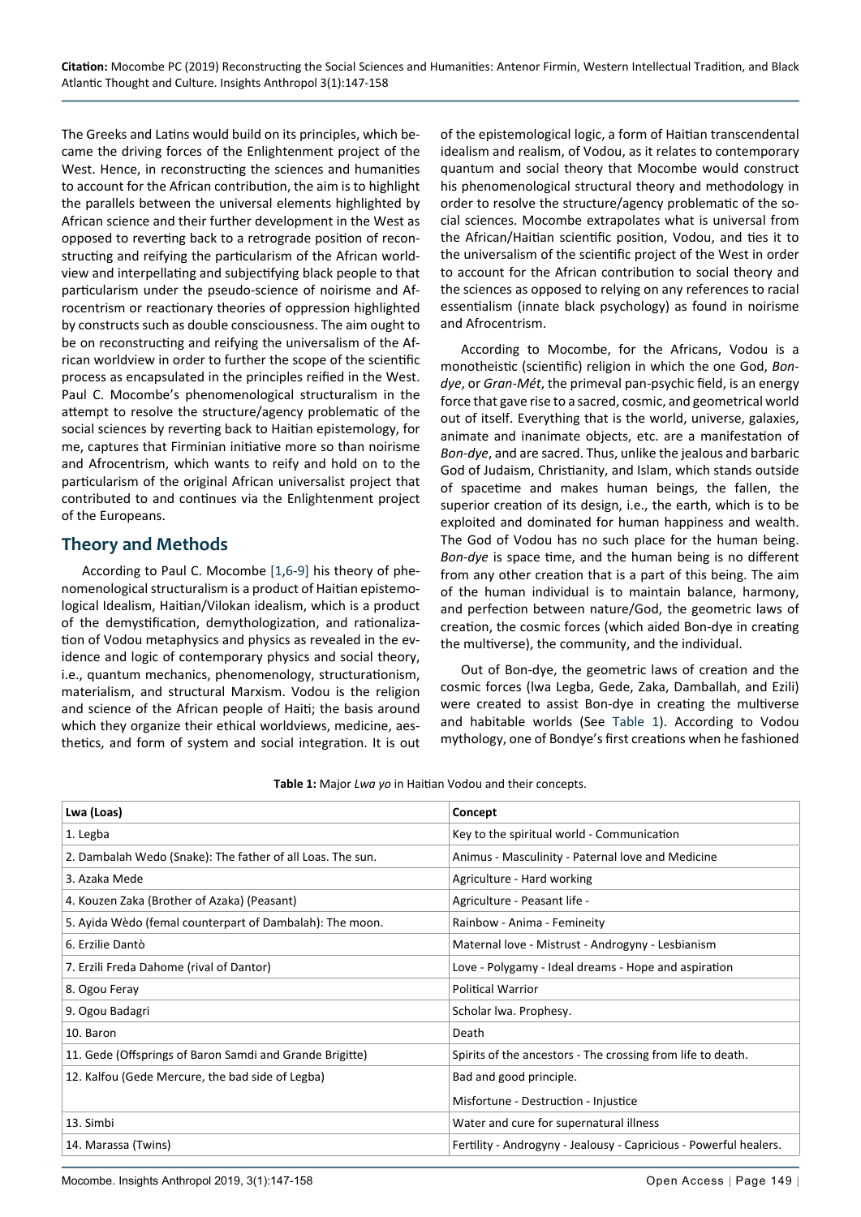The Greeks and Latins would build on its principles, which became the driving forces of the Enlightenment project of the West. Hence, in reconstructing the sciences and humanities to account for the African contribution, the aim is to highlight the parallels between the universal elements highlighted by African science and their further development in the West as opposed to reverting back to a retrograde position of reconstructing and reifying the particularism of the African worldview and interpellating and subjectifying black people to that particularism under the pseudo-science of noirisme and Afrocentrism or reactionary theories of oppression highlighted by constructs such as double consciousness. The aim ought to be on reconstructing and reifying the universalism of the African worldview in order to further the scope of the scientific process as encapsulated in the principles reified in the West. Paul C. Mocombe's phenomenological structuralism in the attempt to resolve the structure/agency problematic of the social sciences by reverting back to Haitian epistemology, for me, captures that Firminian initiative more so than noirisme and Afrocentrism, which wants to reify and hold on to the particularism of the original African universalist project that contributed to and continues via the Enlightenment project of the Europeans.

## Theory and Methods

According to Paul C. Mocombe [1,6-9] his theory of phenomenological structuralism is a product of Haitian epistemological Idealism, Haitian/Vilokan idealism, which is a product of the demystification, demythologization, and rationalization of Vodou metaphysics and physics as revealed in the evidence and logic of contemporary physics and social theory, i.e., quantum mechanics, phenomenology, structurationism, materialism, and structural Marxism. Vodou is the religion and science of the African people of Haiti; the basis around which they organize their ethical worldviews, medicine, aesthetics, and form of system and social integration. It is out of the epistemological logic, a form of Haitian transcendental idealism and realism, of Vodou, as it relates to contemporary quantum and social theory that Mocombe would construct his phenomenological structural theory and methodology in order to resolve the structure/agency problematic of the social sciences. Mocombe extrapolates what is universal from the African/Haitian scientific position, Vodou, and ties it to the universalism of the scientific project of the West in order to account for the African contribution to social theory and the sciences as opposed to relying on any references to racial essentialism (innate black psychology) as found in noirisme and Afrocentrism.

According to Mocombe, for the Africans, Vodou is a monotheistic (scientific) religion in which the one God, *Bondye*, or *Gran-Mét*, the primeval pan-psychic field, is an energy force that gave rise to a sacred, cosmic, and geometrical world out of itself. Everything that is the world, universe, galaxies, animate and inanimate objects, etc. are a manifestation of *Bon-dye*, and are sacred. Thus, unlike the jealous and barbaric God of Judaism, Christianity, and Islam, which stands outside of spacetime and makes human beings, the fallen, the superior creation of its design, i.e., the earth, which is to be exploited and dominated for human happiness and wealth. The God of Vodou has no such place for the human being. *Bon-dye* is space time, and the human being is no different from any other creation that is a part of this being. The aim of the human individual is to maintain balance, harmony, and perfection between nature/God, the geometric laws of creation, the cosmic forces (which aided Bon-dye in creating the multiverse), the community, and the individual.

Out of Bon-dye, the geometric laws of creation and the cosmic forces (lwa Legba, Gede, Zaka, Damballah, and Ezili) were created to assist Bon-dye in creating the multiverse and habitable worlds (See Table 1). According to Vodou mythology, one of Bondye's first creations when he fashioned

**Table 1:** Major *Lwa yo* in Haitian Vodou and their concepts.

| Lwa (Loas) | Concept |
|---|---|
| 1. Legba | Key to the spiritual world - Communication |
| 2. Dambalah Wedo (Snake): The father of all Loas. The sun. | Animus - Masculinity - Paternal love and Medicine |
| 3. Azaka Mede | Agriculture - Hard working |
| 4. Kouzen Zaka (Brother of Azaka) (Peasant) | Agriculture - Peasant life - |
| 5. Ayida Wèdo (femal counterpart of Dambalah): The moon. | Rainbow - Anima - Femineity |
| 6. Erzilie Dantò | Maternal love - Mistrust - Androgyny - Lesbianism |
| 7. Erzili Freda Dahome (rival of Dantor) | Love - Polygamy - Ideal dreams - Hope and aspiration |
| 8. Ogou Feray | Political Warrior |
| 9. Ogou Badagri | Scholar lwa. Prophesy. |
| 10. Baron | Death |
| 11. Gede (Offsprings of Baron Samdi and Grande Brigitte) | Spirits of the ancestors - The crossing from life to death. |
| 12. Kalfou (Gede Mercure, the bad side of Legba) | Bad and good principle.<br>Misfortune - Destruction - Injustice |
| 13. Simbi | Water and cure for supernatural illness |
| 14. Marassa (Twins) | Fertility - Androgyny - Jealousy - Capricious - Powerful healers. |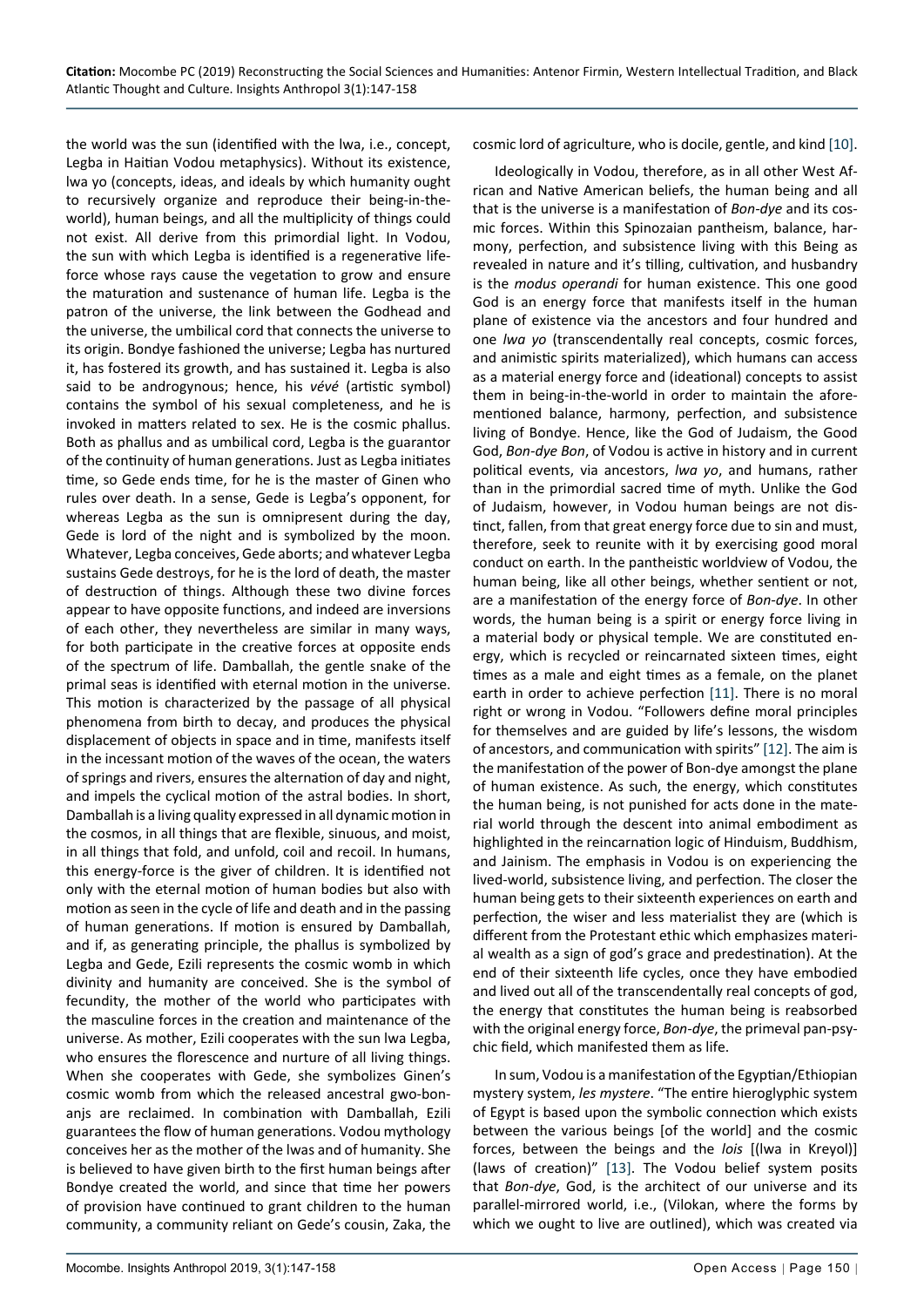the world was the sun (identified with the lwa, i.e., concept, Legba in Haitian Vodou metaphysics). Without its existence, lwa yo (concepts, ideas, and ideals by which humanity ought to recursively organize and reproduce their being-in-the-world), human beings, and all the multiplicity of things could not exist. All derive from this primordial light. In Vodou, the sun with which Legba is identified is a regenerative life-force whose rays cause the vegetation to grow and ensure the maturation and sustenance of human life. Legba is the patron of the universe, the link between the Godhead and the universe, the umbilical cord that connects the universe to its origin. Bondye fashioned the universe; Legba has nurtured it, has fostered its growth, and has sustained it. Legba is also said to be androgynous; hence, his *vévé* (artistic symbol) contains the symbol of his sexual completeness, and he is invoked in matters related to sex. He is the cosmic phallus. Both as phallus and as umbilical cord, Legba is the guarantor of the continuity of human generations. Just as Legba initiates time, so Gede ends time, for he is the master of Ginen who rules over death. In a sense, Gede is Legba's opponent, for whereas Legba as the sun is omnipresent during the day, Gede is lord of the night and is symbolized by the moon. Whatever, Legba conceives, Gede aborts; and whatever Legba sustains Gede destroys, for he is the lord of death, the master of destruction of things. Although these two divine forces appear to have opposite functions, and indeed are inversions of each other, they nevertheless are similar in many ways, for both participate in the creative forces at opposite ends of the spectrum of life. Damballah, the gentle snake of the primal seas is identified with eternal motion in the universe. This motion is characterized by the passage of all physical phenomena from birth to decay, and produces the physical displacement of objects in space and in time, manifests itself in the incessant motion of the waves of the ocean, the waters of springs and rivers, ensures the alternation of day and night, and impels the cyclical motion of the astral bodies. In short, Damballah is a living quality expressed in all dynamic motion in the cosmos, in all things that are flexible, sinuous, and moist, in all things that fold, and unfold, coil and recoil. In humans, this energy-force is the giver of children. It is identified not only with the eternal motion of human bodies but also with motion as seen in the cycle of life and death and in the passing of human generations. If motion is ensured by Damballah, and if, as generating principle, the phallus is symbolized by Legba and Gede, Ezili represents the cosmic womb in which divinity and humanity are conceived. She is the symbol of fecundity, the mother of the world who participates with the masculine forces in the creation and maintenance of the universe. As mother, Ezili cooperates with the sun lwa Legba, who ensures the florescence and nurture of all living things. When she cooperates with Gede, she symbolizes Ginen's cosmic womb from which the released ancestral gwo-bon-anjs are reclaimed. In combination with Damballah, Ezili guarantees the flow of human generations. Vodou mythology conceives her as the mother of the lwas and of humanity. She is believed to have given birth to the first human beings after Bondye created the world, and since that time her powers of provision have continued to grant children to the human community, a community reliant on Gede's cousin, Zaka, the cosmic lord of agriculture, who is docile, gentle, and kind [10].

Ideologically in Vodou, therefore, as in all other West African and Native American beliefs, the human being and all that is the universe is a manifestation of *Bon-dye* and its cosmic forces. Within this Spinozaian pantheism, balance, harmony, perfection, and subsistence living with this Being as revealed in nature and it's tilling, cultivation, and husbandry is the *modus operandi* for human existence. This one good God is an energy force that manifests itself in the human plane of existence via the ancestors and four hundred and one *lwa yo* (transcendentally real concepts, cosmic forces, and animistic spirits materialized), which humans can access as a material energy force and (ideational) concepts to assist them in being-in-the-world in order to maintain the aforementioned balance, harmony, perfection, and subsistence living of Bondye. Hence, like the God of Judaism, the Good God, *Bon-dye Bon*, of Vodou is active in history and in current political events, via ancestors, *lwa yo*, and humans, rather than in the primordial sacred time of myth. Unlike the God of Judaism, however, in Vodou human beings are not distinct, fallen, from that great energy force due to sin and must, therefore, seek to reunite with it by exercising good moral conduct on earth. In the pantheistic worldview of Vodou, the human being, like all other beings, whether sentient or not, are a manifestation of the energy force of *Bon-dye*. In other words, the human being is a spirit or energy force living in a material body or physical temple. We are constituted energy, which is recycled or reincarnated sixteen times, eight times as a male and eight times as a female, on the planet earth in order to achieve perfection [11]. There is no moral right or wrong in Vodou. "Followers define moral principles for themselves and are guided by life's lessons, the wisdom of ancestors, and communication with spirits" [12]. The aim is the manifestation of the power of Bon-dye amongst the plane of human existence. As such, the energy, which constitutes the human being, is not punished for acts done in the material world through the descent into animal embodiment as highlighted in the reincarnation logic of Hinduism, Buddhism, and Jainism. The emphasis in Vodou is on experiencing the lived-world, subsistence living, and perfection. The closer the human being gets to their sixteenth experiences on earth and perfection, the wiser and less materialist they are (which is different from the Protestant ethic which emphasizes material wealth as a sign of god's grace and predestination). At the end of their sixteenth life cycles, once they have embodied and lived out all of the transcendentally real concepts of god, the energy that constitutes the human being is reabsorbed with the original energy force, *Bon-dye*, the primeval pan-psychic field, which manifested them as life.

In sum, Vodou is a manifestation of the Egyptian/Ethiopian mystery system, *les mystere*. "The entire hieroglyphic system of Egypt is based upon the symbolic connection which exists between the various beings [of the world] and the cosmic forces, between the beings and the *lois* [(lwa in Kreyol)] (laws of creation)" [13]. The Vodou belief system posits that *Bon-dye*, God, is the architect of our universe and its parallel-mirrored world, i.e., (Vilokan, where the forms by which we ought to live are outlined), which was created via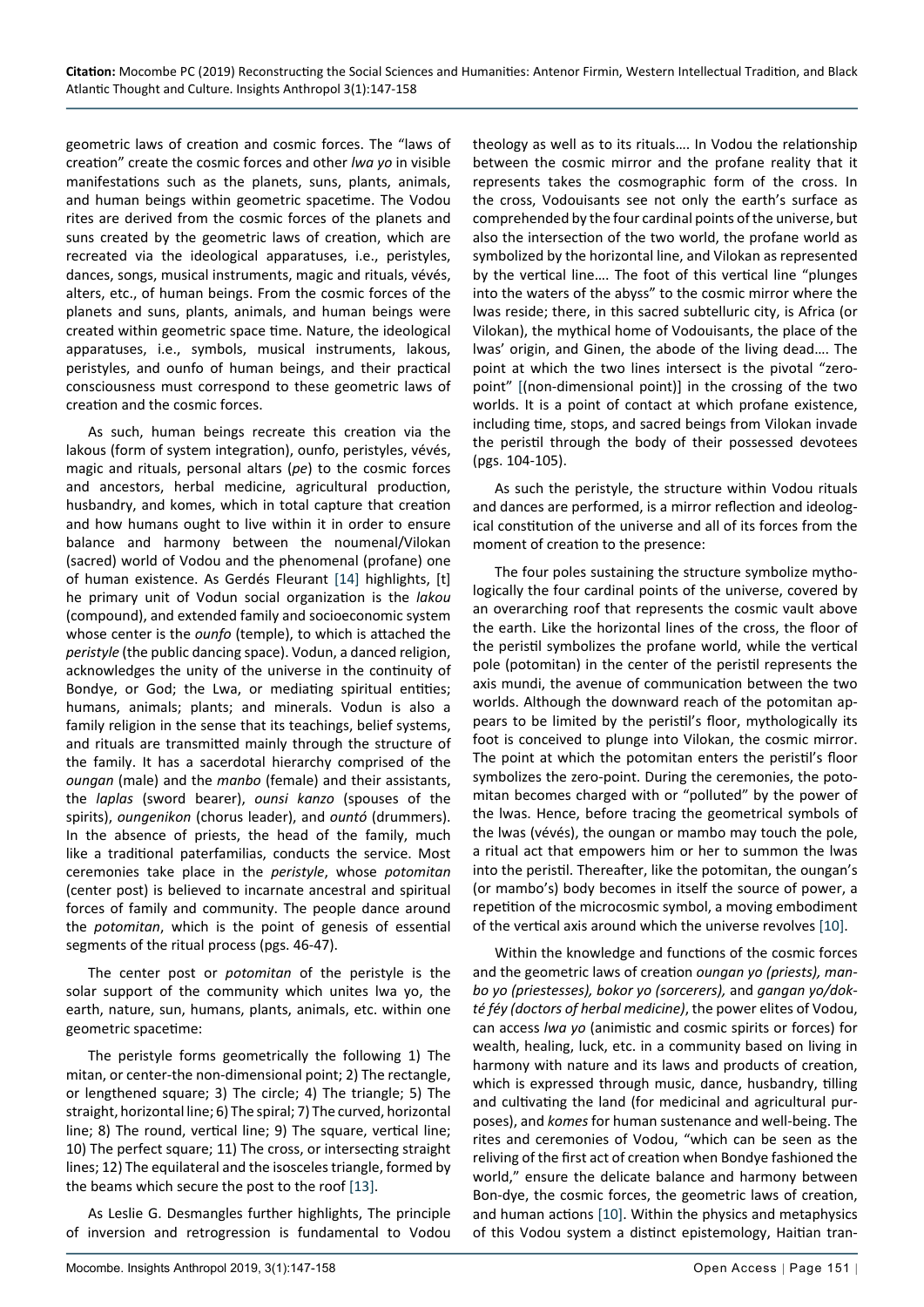geometric laws of creation and cosmic forces. The "laws of creation" create the cosmic forces and other *lwa yo* in visible manifestations such as the planets, suns, plants, animals, and human beings within geometric spacetime. The Vodou rites are derived from the cosmic forces of the planets and suns created by the geometric laws of creation, which are recreated via the ideological apparatuses, i.e., peristyles, dances, songs, musical instruments, magic and rituals, vévés, alters, etc., of human beings. From the cosmic forces of the planets and suns, plants, animals, and human beings were created within geometric space time. Nature, the ideological apparatuses, i.e., symbols, musical instruments, lakous, peristyles, and ounfo of human beings, and their practical consciousness must correspond to these geometric laws of creation and the cosmic forces.

As such, human beings recreate this creation via the lakous (form of system integration), ounfo, peristyles, vévés, magic and rituals, personal altars (*pe*) to the cosmic forces and ancestors, herbal medicine, agricultural production, husbandry, and komes, which in total capture that creation and how humans ought to live within it in order to ensure balance and harmony between the noumenal/Vilokan (sacred) world of Vodou and the phenomenal (profane) one of human existence. As Gerdés Fleurant [14] highlights, [t]he primary unit of Vodun social organization is the *lakou* (compound), and extended family and socioeconomic system whose center is the *ounfo* (temple), to which is attached the *peristyle* (the public dancing space). Vodun, a danced religion, acknowledges the unity of the universe in the continuity of Bondye, or God; the Lwa, or mediating spiritual entities; humans, animals; plants; and minerals. Vodun is also a family religion in the sense that its teachings, belief systems, and rituals are transmitted mainly through the structure of the family. It has a sacerdotal hierarchy comprised of the *oungan* (male) and the *manbo* (female) and their assistants, the *laplas* (sword bearer), *ounsi kanzo* (spouses of the spirits), *oungenikon* (chorus leader), and *ountó* (drummers). In the absence of priests, the head of the family, much like a traditional paterfamilias, conducts the service. Most ceremonies take place in the *peristyle*, whose *potomitan* (center post) is believed to incarnate ancestral and spiritual forces of family and community. The people dance around the *potomitan*, which is the point of genesis of essential segments of the ritual process (pgs. 46-47).

The center post or *potomitan* of the peristyle is the solar support of the community which unites lwa yo, the earth, nature, sun, humans, plants, animals, etc. within one geometric spacetime:

The peristyle forms geometrically the following 1) The mitan, or center-the non-dimensional point; 2) The rectangle, or lengthened square; 3) The circle; 4) The triangle; 5) The straight, horizontal line; 6) The spiral; 7) The curved, horizontal line; 8) The round, vertical line; 9) The square, vertical line; 10) The perfect square; 11) The cross, or intersecting straight lines; 12) The equilateral and the isosceles triangle, formed by the beams which secure the post to the roof [13].

As Leslie G. Desmangles further highlights, The principle of inversion and retrogression is fundamental to Vodou theology as well as to its rituals…. In Vodou the relationship between the cosmic mirror and the profane reality that it represents takes the cosmographic form of the cross. In the cross, Vodouisants see not only the earth's surface as comprehended by the four cardinal points of the universe, but also the intersection of the two world, the profane world as symbolized by the horizontal line, and Vilokan as represented by the vertical line…. The foot of this vertical line "plunges into the waters of the abyss" to the cosmic mirror where the lwas reside; there, in this sacred subtelluric city, is Africa (or Vilokan), the mythical home of Vodouisants, the place of the lwas' origin, and Ginen, the abode of the living dead…. The point at which the two lines intersect is the pivotal "zero-point" [(non-dimensional point)] in the crossing of the two worlds. It is a point of contact at which profane existence, including time, stops, and sacred beings from Vilokan invade the peristil through the body of their possessed devotees (pgs. 104-105).

As such the peristyle, the structure within Vodou rituals and dances are performed, is a mirror reflection and ideological constitution of the universe and all of its forces from the moment of creation to the presence:

The four poles sustaining the structure symbolize mythologically the four cardinal points of the universe, covered by an overarching roof that represents the cosmic vault above the earth. Like the horizontal lines of the cross, the floor of the peristil symbolizes the profane world, while the vertical pole (potomitan) in the center of the peristil represents the axis mundi, the avenue of communication between the two worlds. Although the downward reach of the potomitan appears to be limited by the peristil's floor, mythologically its foot is conceived to plunge into Vilokan, the cosmic mirror. The point at which the potomitan enters the peristil's floor symbolizes the zero-point. During the ceremonies, the potomitan becomes charged with or "polluted" by the power of the lwas. Hence, before tracing the geometrical symbols of the lwas (vévés), the oungan or mambo may touch the pole, a ritual act that empowers him or her to summon the lwas into the peristil. Thereafter, like the potomitan, the oungan's (or mambo's) body becomes in itself the source of power, a repetition of the microcosmic symbol, a moving embodiment of the vertical axis around which the universe revolves [10].

Within the knowledge and functions of the cosmic forces and the geometric laws of creation *oungan yo (priests), manbo yo (priestesses), bokor yo (sorcerers),* and *gangan yo/dokté féy (doctors of herbal medicine)*, the power elites of Vodou, can access *lwa yo* (animistic and cosmic spirits or forces) for wealth, healing, luck, etc. in a community based on living in harmony with nature and its laws and products of creation, which is expressed through music, dance, husbandry, tilling and cultivating the land (for medicinal and agricultural purposes), and *komes* for human sustenance and well-being. The rites and ceremonies of Vodou, "which can be seen as the reliving of the first act of creation when Bondye fashioned the world," ensure the delicate balance and harmony between Bon-dye, the cosmic forces, the geometric laws of creation, and human actions [10]. Within the physics and metaphysics of this Vodou system a distinct epistemology, Haitian tran-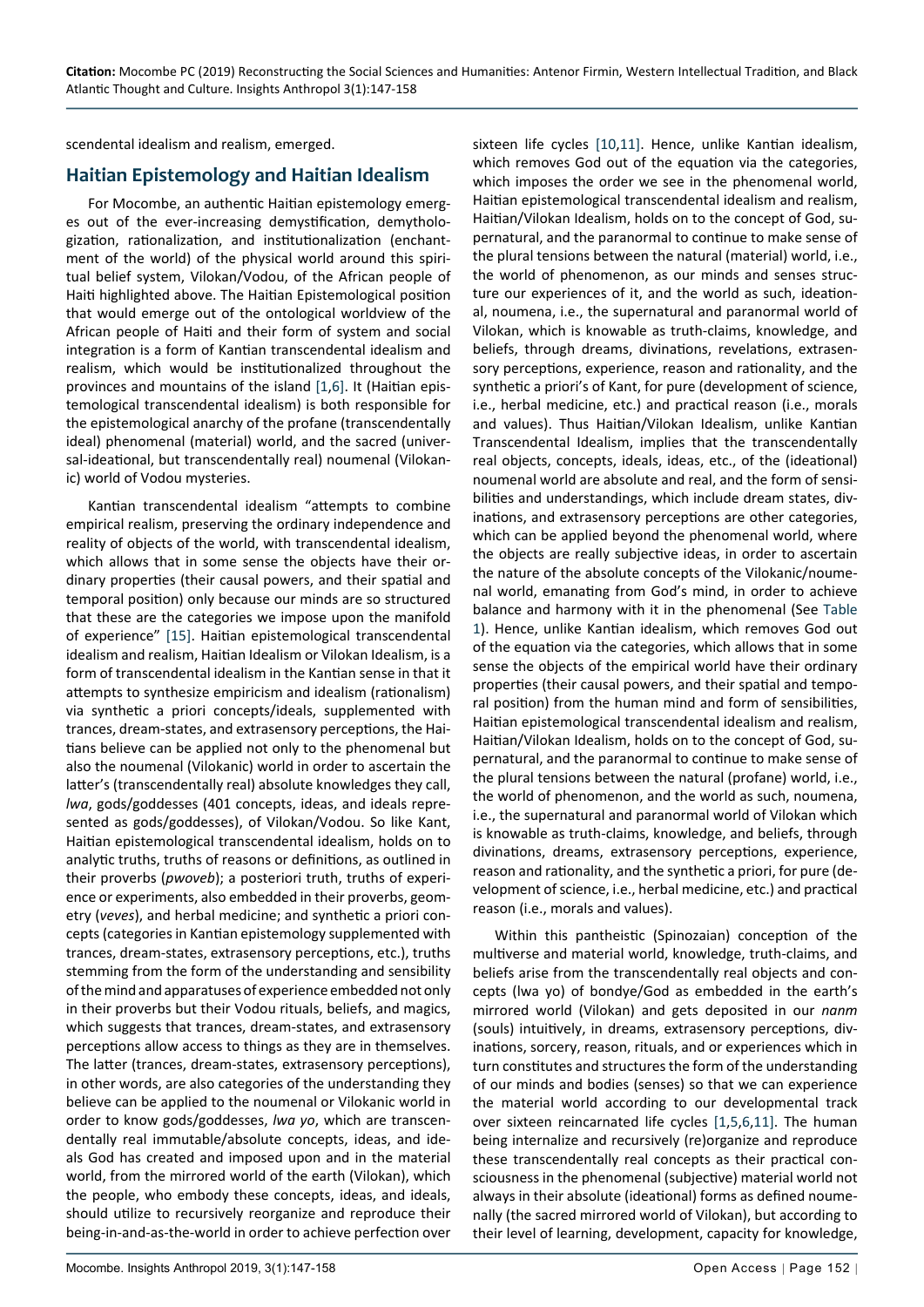scendental idealism and realism, emerged.

## Haitian Epistemology and Haitian Idealism

For Mocombe, an authentic Haitian epistemology emerges out of the ever-increasing demystification, demythologization, rationalization, and institutionalization (enchantment of the world) of the physical world around this spiritual belief system, Vilokan/Vodou, of the African people of Haiti highlighted above. The Haitian Epistemological position that would emerge out of the ontological worldview of the African people of Haiti and their form of system and social integration is a form of Kantian transcendental idealism and realism, which would be institutionalized throughout the provinces and mountains of the island [1,6]. It (Haitian epistemological transcendental idealism) is both responsible for the epistemological anarchy of the profane (transcendentally ideal) phenomenal (material) world, and the sacred (universal-ideational, but transcendentally real) noumenal (Vilokanic) world of Vodou mysteries.

Kantian transcendental idealism "attempts to combine empirical realism, preserving the ordinary independence and reality of objects of the world, with transcendental idealism, which allows that in some sense the objects have their ordinary properties (their causal powers, and their spatial and temporal position) only because our minds are so structured that these are the categories we impose upon the manifold of experience" [15]. Haitian epistemological transcendental idealism and realism, Haitian Idealism or Vilokan Idealism, is a form of transcendental idealism in the Kantian sense in that it attempts to synthesize empiricism and idealism (rationalism) via synthetic a priori concepts/ideals, supplemented with trances, dream-states, and extrasensory perceptions, the Haitians believe can be applied not only to the phenomenal but also the noumenal (Vilokanic) world in order to ascertain the latter's (transcendentally real) absolute knowledges they call, *lwa*, gods/goddesses (401 concepts, ideas, and ideals represented as gods/goddesses), of Vilokan/Vodou. So like Kant, Haitian epistemological transcendental idealism, holds on to analytic truths, truths of reasons or definitions, as outlined in their proverbs (*pwoveb*); a posteriori truth, truths of experience or experiments, also embedded in their proverbs, geometry (*veves*), and herbal medicine; and synthetic a priori concepts (categories in Kantian epistemology supplemented with trances, dream-states, extrasensory perceptions, etc.), truths stemming from the form of the understanding and sensibility of the mind and apparatuses of experience embedded not only in their proverbs but their Vodou rituals, beliefs, and magics, which suggests that trances, dream-states, and extrasensory perceptions allow access to things as they are in themselves. The latter (trances, dream-states, extrasensory perceptions), in other words, are also categories of the understanding they believe can be applied to the noumenal or Vilokanic world in order to know gods/goddesses, *lwa yo*, which are transcendentally real immutable/absolute concepts, ideas, and ideals God has created and imposed upon and in the material world, from the mirrored world of the earth (Vilokan), which the people, who embody these concepts, ideas, and ideals, should utilize to recursively reorganize and reproduce their being-in-and-as-the-world in order to achieve perfection over sixteen life cycles [10,11]. Hence, unlike Kantian idealism, which removes God out of the equation via the categories, which imposes the order we see in the phenomenal world, Haitian epistemological transcendental idealism and realism, Haitian/Vilokan Idealism, holds on to the concept of God, supernatural, and the paranormal to continue to make sense of the plural tensions between the natural (material) world, i.e., the world of phenomenon, as our minds and senses structure our experiences of it, and the world as such, ideational, noumena, i.e., the supernatural and paranormal world of Vilokan, which is knowable as truth-claims, knowledge, and beliefs, through dreams, divinations, revelations, extrasensory perceptions, experience, reason and rationality, and the synthetic a priori's of Kant, for pure (development of science, i.e., herbal medicine, etc.) and practical reason (i.e., morals and values). Thus Haitian/Vilokan Idealism, unlike Kantian Transcendental Idealism, implies that the transcendentally real objects, concepts, ideals, ideas, etc., of the (ideational) noumenal world are absolute and real, and the form of sensibilities and understandings, which include dream states, divinations, and extrasensory perceptions are other categories, which can be applied beyond the phenomenal world, where the objects are really subjective ideas, in order to ascertain the nature of the absolute concepts of the Vilokanic/noumenal world, emanating from God's mind, in order to achieve balance and harmony with it in the phenomenal (See Table 1). Hence, unlike Kantian idealism, which removes God out of the equation via the categories, which allows that in some sense the objects of the empirical world have their ordinary properties (their causal powers, and their spatial and temporal position) from the human mind and form of sensibilities, Haitian epistemological transcendental idealism and realism, Haitian/Vilokan Idealism, holds on to the concept of God, supernatural, and the paranormal to continue to make sense of the plural tensions between the natural (profane) world, i.e., the world of phenomenon, and the world as such, noumena, i.e., the supernatural and paranormal world of Vilokan which is knowable as truth-claims, knowledge, and beliefs, through divinations, dreams, extrasensory perceptions, experience, reason and rationality, and the synthetic a priori, for pure (development of science, i.e., herbal medicine, etc.) and practical reason (i.e., morals and values).

Within this pantheistic (Spinozaian) conception of the multiverse and material world, knowledge, truth-claims, and beliefs arise from the transcendentally real objects and concepts (lwa yo) of bondye/God as embedded in the earth's mirrored world (Vilokan) and gets deposited in our *nanm* (souls) intuitively, in dreams, extrasensory perceptions, divinations, sorcery, reason, rituals, or experiences which in turn constitutes and structures the form of the understanding of our minds and bodies (senses) so that we can experience the material world according to our developmental track over sixteen reincarnated life cycles [1,5,6,11]. The human being internalize and recursively (re)organize and reproduce these transcendentally real concepts as their practical consciousness in the phenomenal (subjective) material world not always in their absolute (ideational) forms as defined noumenally (the sacred mirrored world of Vilokan), but according to their level of learning, development, capacity for knowledge,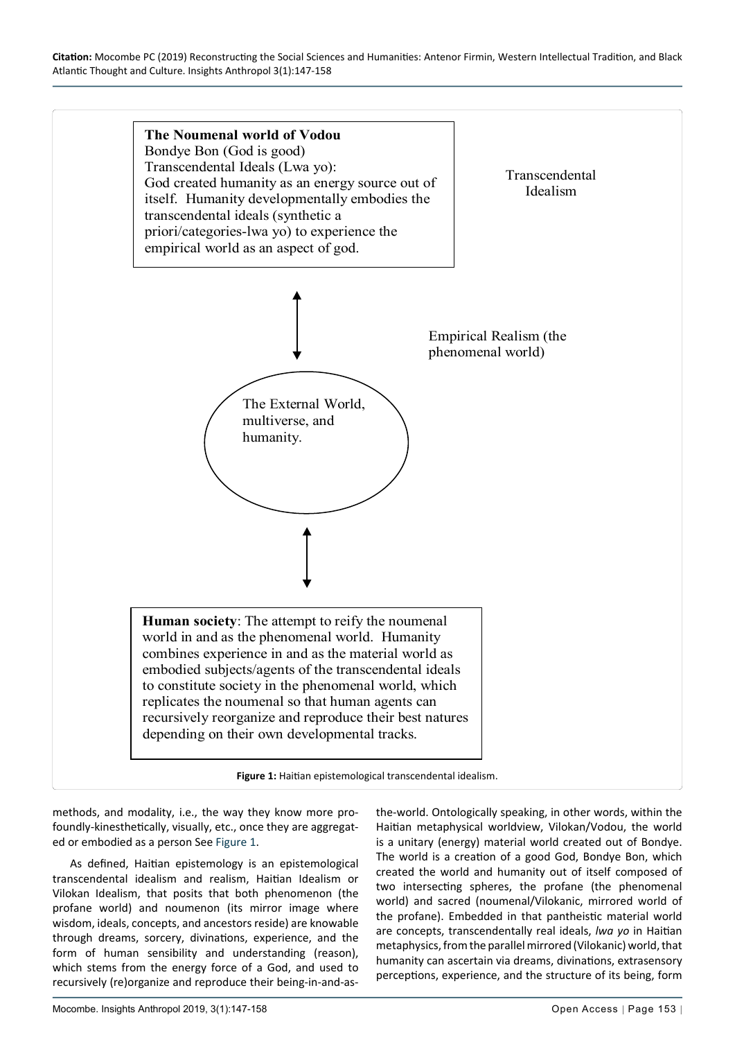**The Noumenal world of Vodou**
Bondye Bon (God is good)
Transcendental Ideals (Lwa yo):
God created humanity as an energy source out of itself. Humanity developmentally embodies the transcendental ideals (synthetic a priori/categories-lwa yo) to experience the empirical world as an aspect of god.

Transcendental Idealism

Empirical Realism (the phenomenal world)

The External World, multiverse, and humanity.

**Human society**: The attempt to reify the noumenal world in and as the phenomenal world. Humanity combines experience in and as the material world as embodied subjects/agents of the transcendental ideals to constitute society in the phenomenal world, which replicates the noumenal so that human agents can recursively reorganize and reproduce their best natures depending on their own developmental tracks.

**Figure 1:** Haitian epistemological transcendental idealism.

methods, and modality, i.e., the way they know more profoundly-kinesthetically, visually, etc., once they are aggregated or embodied as a person See Figure 1.

As defined, Haitian epistemology is an epistemological transcendental idealism and realism, Haitian Idealism or Vilokan Idealism, that posits that both phenomenon (the profane world) and noumenon (its mirror image where wisdom, ideals, concepts, and ancestors reside) are knowable through dreams, sorcery, divinations, experience, and the form of human sensibility and understanding (reason), which stems from the energy force of a God, and used to recursively (re)organize and reproduce their being-in-and-as-the-world. Ontologically speaking, in other words, within the Haitian metaphysical worldview, Vilokan/Vodou, the world is a unitary (energy) material world created out of Bondye. The world is a creation of a good God, Bondye Bon, which created the world and humanity out of itself composed of two intersecting spheres, the profane (the phenomenal world) and sacred (noumenal/Vilokanic, mirrored world of the profane). Embedded in that pantheistic material world are concepts, transcendentally real ideals, *lwa yo* in Haitian metaphysics, from the parallel mirrored (Vilokanic) world, that humanity can ascertain via dreams, divinations, extrasensory perceptions, experience, and the structure of its being, form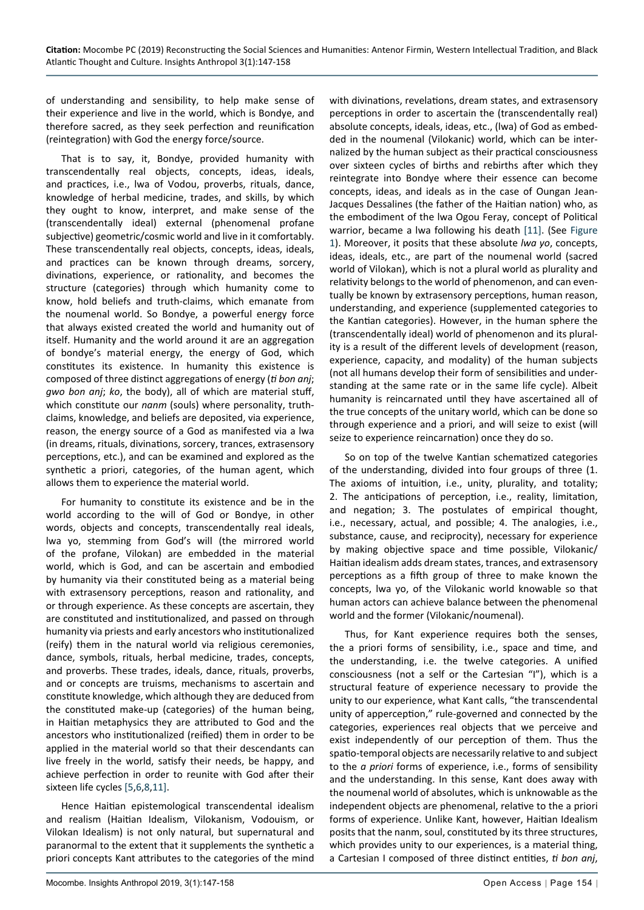of understanding and sensibility, to help make sense of their experience and live in the world, which is Bondye, and therefore sacred, as they seek perfection and reunification (reintegration) with God the energy force/source.

That is to say, it, Bondye, provided humanity with transcendentally real objects, concepts, ideas, ideals, and practices, i.e., lwa of Vodou, proverbs, rituals, dance, knowledge of herbal medicine, trades, and skills, by which they ought to know, interpret, and make sense of the (transcendentally ideal) external (phenomenal profane subjective) geometric/cosmic world and live in it comfortably. These transcendentally real objects, concepts, ideas, ideals, and practices can be known through dreams, sorcery, divinations, experience, or rationality, and becomes the structure (categories) through which humanity come to know, hold beliefs and truth-claims, which emanate from the noumenal world. So Bondye, a powerful energy force that always existed created the world and humanity out of itself. Humanity and the world around it are an aggregation of bondye's material energy, the energy of God, which constitutes its existence. In humanity this existence is composed of three distinct aggregations of energy (*ti bon anj*; *gwo bon anj*; *ko*, the body), all of which are material stuff, which constitute our *nanm* (souls) where personality, truth-claims, knowledge, and beliefs are deposited, via experience, reason, the energy source of a God as manifested via a lwa (in dreams, rituals, divinations, sorcery, trances, extrasensory perceptions, etc.), and can be examined and explored as the synthetic a priori, categories, of the human agent, which allows them to experience the material world.

For humanity to constitute its existence and be in the world according to the will of God or Bondye, in other words, objects and concepts, transcendentally real ideals, lwa yo, stemming from God's will (the mirrored world of the profane, Vilokan) are embedded in the material world, which is God, and can be ascertain and embodied by humanity via their constituted being as a material being with extrasensory perceptions, reason and rationality, and or through experience. As these concepts are ascertain, they are constituted and institutionalized, and passed on through humanity via priests and early ancestors who institutionalized (reify) them in the natural world via religious ceremonies, dance, symbols, rituals, herbal medicine, trades, concepts, and proverbs. These trades, ideals, dance, rituals, proverbs, and or concepts are truisms, mechanisms to ascertain and constitute knowledge, which although they are deduced from the constituted make-up (categories) of the human being, in Haitian metaphysics they are attributed to God and the ancestors who institutionalized (reified) them in order to be applied in the material world so that their descendants can live freely in the world, satisfy their needs, be happy, and achieve perfection in order to reunite with God after their sixteen life cycles [5,6,8,11].

Hence Haitian epistemological transcendental idealism and realism (Haitian Idealism, Vilokanism, Vodouism, or Vilokan Idealism) is not only natural, but supernatural and paranormal to the extent that it supplements the synthetic a priori concepts Kant attributes to the categories of the mind with divinations, revelations, dream states, and extrasensory perceptions in order to ascertain the (transcendentally real) absolute concepts, ideals, ideas, etc., (lwa) of God as embedded in the noumenal (Vilokanic) world, which can be internalized by the human subject as their practical consciousness over sixteen cycles of births and rebirths after which they reintegrate into Bondye where their essence can become concepts, ideas, and ideals as in the case of Oungan Jean-Jacques Dessalines (the father of the Haitian nation) who, as the embodiment of the lwa Ogou Feray, concept of Political warrior, became a lwa following his death [11]. (See Figure 1). Moreover, it posits that these absolute *lwa yo*, concepts, ideas, ideals, etc., are part of the noumenal world (sacred world of Vilokan), which is not a plural world as plurality and relativity belongs to the world of phenomenon, and can eventually be known by extrasensory perceptions, human reason, understanding, and experience (supplemented categories to the Kantian categories). However, in the human sphere the (transcendentally ideal) world of phenomenon and its plurality is a result of the different levels of development (reason, experience, capacity, and modality) of the human subjects (not all humans develop their form of sensibilities and understanding at the same rate or in the same life cycle). Albeit humanity is reincarnated until they have ascertained all of the true concepts of the unitary world, which can be done so through experience and a priori, and will seize to exist (will seize to experience reincarnation) once they do so.

So on top of the twelve Kantian schematized categories of the understanding, divided into four groups of three (1. The axioms of intuition, i.e., unity, plurality, and totality; 2. The anticipations of perception, i.e., reality, limitation, and negation; 3. The postulates of empirical thought, i.e., necessary, actual, and possible; 4. The analogies, i.e., substance, cause, and reciprocity), necessary for experience by making objective space and time possible, Vilokanic/Haitian idealism adds dream states, trances, and extrasensory perceptions as a fifth group of three to make known the concepts, lwa yo, of the Vilokanic world knowable so that human actors can achieve balance between the phenomenal world and the former (Vilokanic/noumenal).

Thus, for Kant experience requires both the senses, the a priori forms of sensibility, i.e., space and time, and the understanding, i.e. the twelve categories. A unified consciousness (not a self or the Cartesian "I"), which is a structural feature of experience necessary to provide the unity to our experience, what Kant calls, "the transcendental unity of apperception," rule-governed and connected by the categories, experiences real objects that we perceive and exist independently of our perception of them. Thus the spatio-temporal objects are necessarily relative to and subject to the *a priori* forms of experience, i.e., forms of sensibility and the understanding. In this sense, Kant does away with the noumenal world of absolutes, which is unknowable as the independent objects are phenomenal, relative to the a priori forms of experience. Unlike Kant, however, Haitian Idealism posits that the nanm, soul, constituted by its three structures, which provides unity to our experiences, is a material thing, a Cartesian I composed of three distinct entities, *ti bon anj*,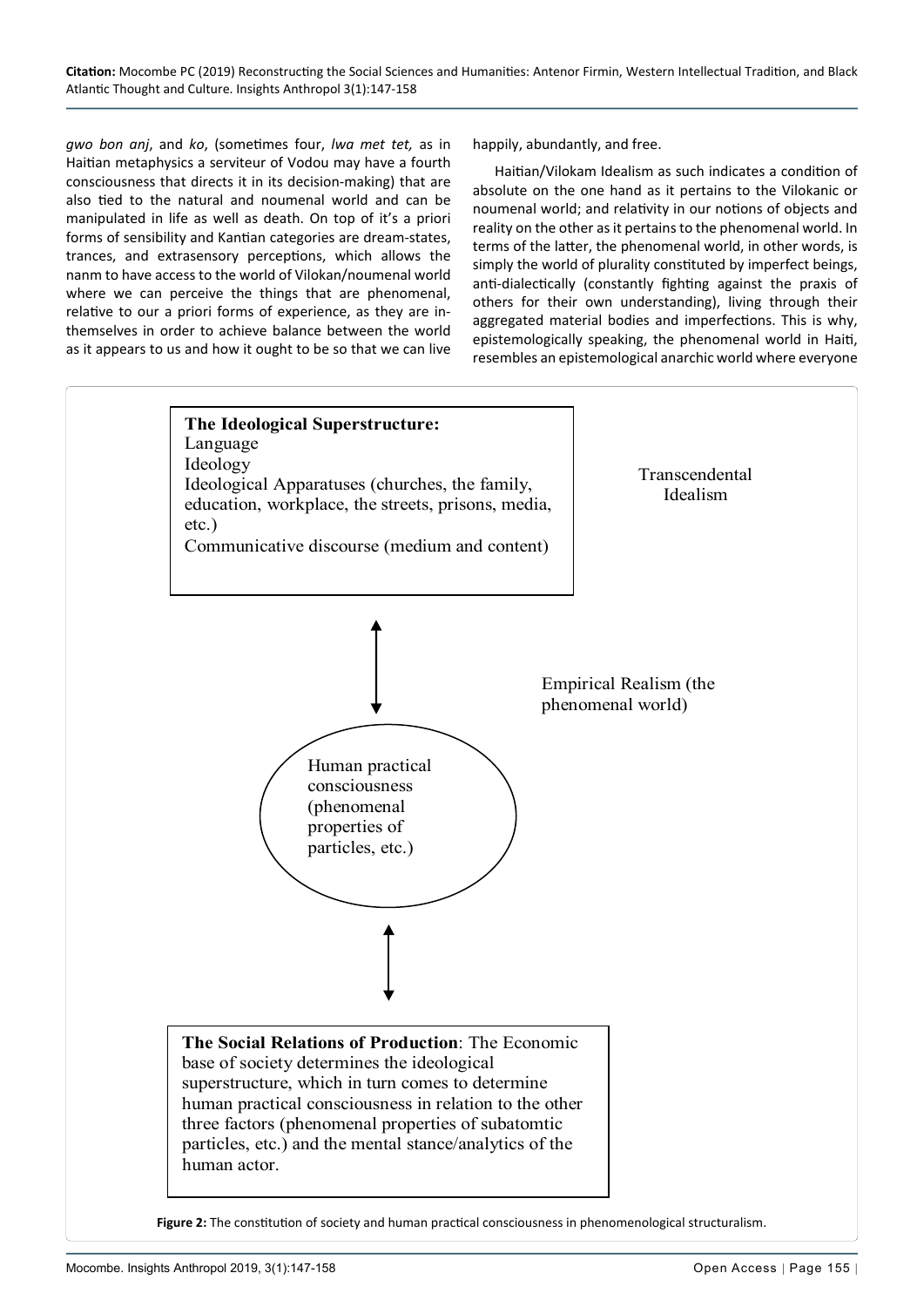*gwo bon anj*, and *ko*, (sometimes four, *lwa met tet,* as in Haitian metaphysics a serviteur of Vodou may have a fourth consciousness that directs it in its decision-making) that are also tied to the natural and noumenal world and can be manipulated in life as well as death. On top of it's a priori forms of sensibility and Kantian categories are dream-states, trances, and extrasensory perceptions, which allows the nanm to have access to the world of Vilokan/noumenal world where we can perceive the things that are phenomenal, relative to our a priori forms of experience, as they are in-themselves in order to achieve balance between the world as it appears to us and how it ought to be so that we can live happily, abundantly, and free.

Haitian/Vilokam Idealism as such indicates a condition of absolute on the one hand as it pertains to the Vilokanic or noumenal world; and relativity in our notions of objects and reality on the other as it pertains to the phenomenal world. In terms of the latter, the phenomenal world, in other words, is simply the world of plurality constituted by imperfect beings, anti-dialectically (constantly fighting against the praxis of others for their own understanding), living through their aggregated material bodies and imperfections. This is why, epistemologically speaking, the phenomenal world in Haiti, resembles an epistemological anarchic world where everyone

**The Ideological Superstructure:**
Language
Ideology
Ideological Apparatuses (churches, the family, education, workplace, the streets, prisons, media, etc.)
Communicative discourse (medium and content)

Transcendental Idealism

Empirical Realism (the phenomenal world)

Human practical consciousness (phenomenal properties of particles, etc.)

**The Social Relations of Production**: The Economic base of society determines the ideological superstructure, which in turn comes to determine human practical consciousness in relation to the other three factors (phenomenal properties of subatomtic particles, etc.) and the mental stance/analytics of the human actor.

**Figure 2:** The constitution of society and human practical consciousness in phenomenological structuralism.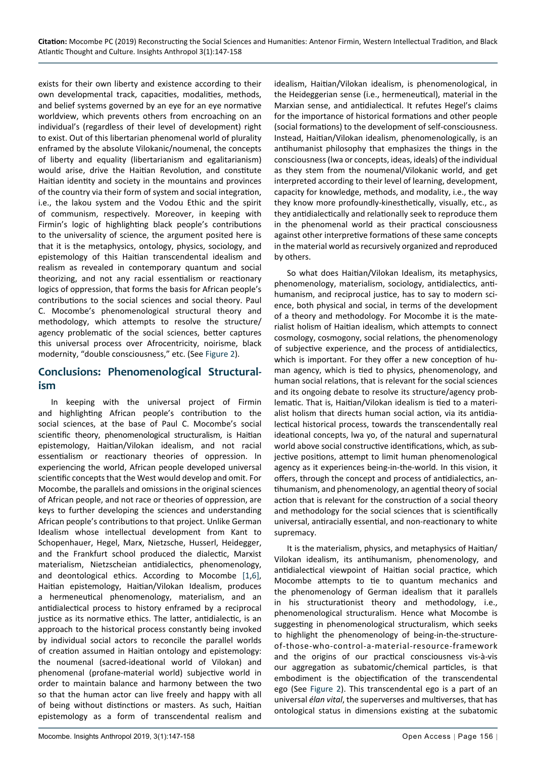exists for their own liberty and existence according to their own developmental track, capacities, modalities, methods, and belief systems governed by an eye for an eye normative worldview, which prevents others from encroaching on an individual's (regardless of their level of development) right to exist. Out of this libertarian phenomenal world of plurality enframed by the absolute Vilokanic/noumenal, the concepts of liberty and equality (libertarianism and egalitarianism) would arise, drive the Haitian Revolution, and constitute Haitian identity and society in the mountains and provinces of the country via their form of system and social integration, i.e., the lakou system and the Vodou Ethic and the spirit of communism, respectively. Moreover, in keeping with Firmin's logic of highlighting black people's contributions to the universality of science, the argument posited here is that it is the metaphysics, ontology, physics, sociology, and epistemology of this Haitian transcendental idealism and realism as revealed in contemporary quantum and social theorizing, and not any racial essentialism or reactionary logics of oppression, that forms the basis for African people's contributions to the social sciences and social theory. Paul C. Mocombe's phenomenological structural theory and methodology, which attempts to resolve the structure/agency problematic of the social sciences, better captures this universal process over Afrocentricity, noirisme, black modernity, "double consciousness," etc. (See Figure 2).

## Conclusions: Phenomenological Structuralism

In keeping with the universal project of Firmin and highlighting African people's contribution to the social sciences, at the base of Paul C. Mocombe's social scientific theory, phenomenological structuralism, is Haitian epistemology, Haitian/Vilokan idealism, and not racial essentialism or reactionary theories of oppression. In experiencing the world, African people developed universal scientific concepts that the West would develop and omit. For Mocombe, the parallels and omissions in the original sciences of African people, and not race or theories of oppression, are keys to further developing the sciences and understanding African people's contributions to that project. Unlike German Idealism whose intellectual development from Kant to Schopenhauer, Hegel, Marx, Nietzsche, Husserl, Heidegger, and the Frankfurt school produced the dialectic, Marxist materialism, Nietzscheian antidialectics, phenomenology, and deontological ethics. According to Mocombe [1,6], Haitian epistemology, Haitian/Vilokan Idealism, produces a hermeneutical phenomenology, materialism, and an antidialectical process to history enframed by a reciprocal justice as its normative ethics. The latter, antidialectic, is an approach to the historical process constantly being invoked by individual social actors to reconcile the parallel worlds of creation assumed in Haitian ontology and epistemology: the noumenal (sacred-ideational world of Vilokan) and phenomenal (profane-material world) subjective world in order to maintain balance and harmony between the two so that the human actor can live freely and happy with all of being without distinctions or masters. As such, Haitian epistemology as a form of transcendental realism and idealism, Haitian/Vilokan idealism, is phenomenological, in the Heideggerian sense (i.e., hermeneutical), material in the Marxian sense, and antidialectical. It refutes Hegel's claims for the importance of historical formations and other people (social formations) to the development of self-consciousness. Instead, Haitian/Vilokan idealism, phenomenologically, is an antihumanist philosophy that emphasizes the things in the consciousness (lwa or concepts, ideas, ideals) of the individual as they stem from the noumenal/Vilokanic world, and get interpreted according to their level of learning, development, capacity for knowledge, methods, and modality, i.e., the way they know more profoundly-kinesthetically, visually, etc., as they antidialectically and relationally seek to reproduce them in the phenomenal world as their practical consciousness against other interpretive formations of these same concepts in the material world as recursively organized and reproduced by others.

So what does Haitian/Vilokan Idealism, its metaphysics, phenomenology, materialism, sociology, antidialectics, antihumanism, and reciprocal justice, has to say to modern science, both physical and social, in terms of the development of a theory and methodology. For Mocombe it is the materialist holism of Haitian idealism, which attempts to connect cosmology, cosmogony, social relations, the phenomenology of subjective experience, and the process of antidialectics, which is important. For they offer a new conception of human agency, which is tied to physics, phenomenology, and human social relations, that is relevant for the social sciences and its ongoing debate to resolve its structure/agency problematic. That is, Haitian/Vilokan idealism is tied to a materialist holism that directs human social action, via its antidialectical historical process, towards the transcendently real ideational concepts, lwa yo, of the natural and supernatural world above social constructive identifications, which, as subjective positions, attempt to limit human phenomenological agency as it experiences being-in-the-world. In this vision, it offers, through the concept and process of antidialectics, antihumanism, and phenomenology, an agential theory of social action that is relevant for the construction of a social theory and methodology for the social sciences that is scientifically universal, antiracially essential, and non-reactionary to white supremacy.

It is the materialism, physics, and metaphysics of Haitian/Vilokan idealism, its antihumanism, phenomenology, and antidialectical viewpoint of Haitian social practice, which Mocombe attempts to tie to quantum mechanics and the phenomenology of German idealism that it parallels in his structurationist theory and methodology, i.e., phenomenological structuralism. Hence what Mocombe is suggesting in phenomenological structuralism, which seeks to highlight the phenomenology of being-in-the-structure-of-those-who-control-a-material-resource-framework and the origins of our practical consciousness vis-à-vis our aggregation as subatomic/chemical particles, is that embodiment is the objectification of the transcendental ego (See Figure 2). This transcendental ego is a part of an universal *élan vital*, the superverses and multiverses, that has ontological status in dimensions existing at the subatomic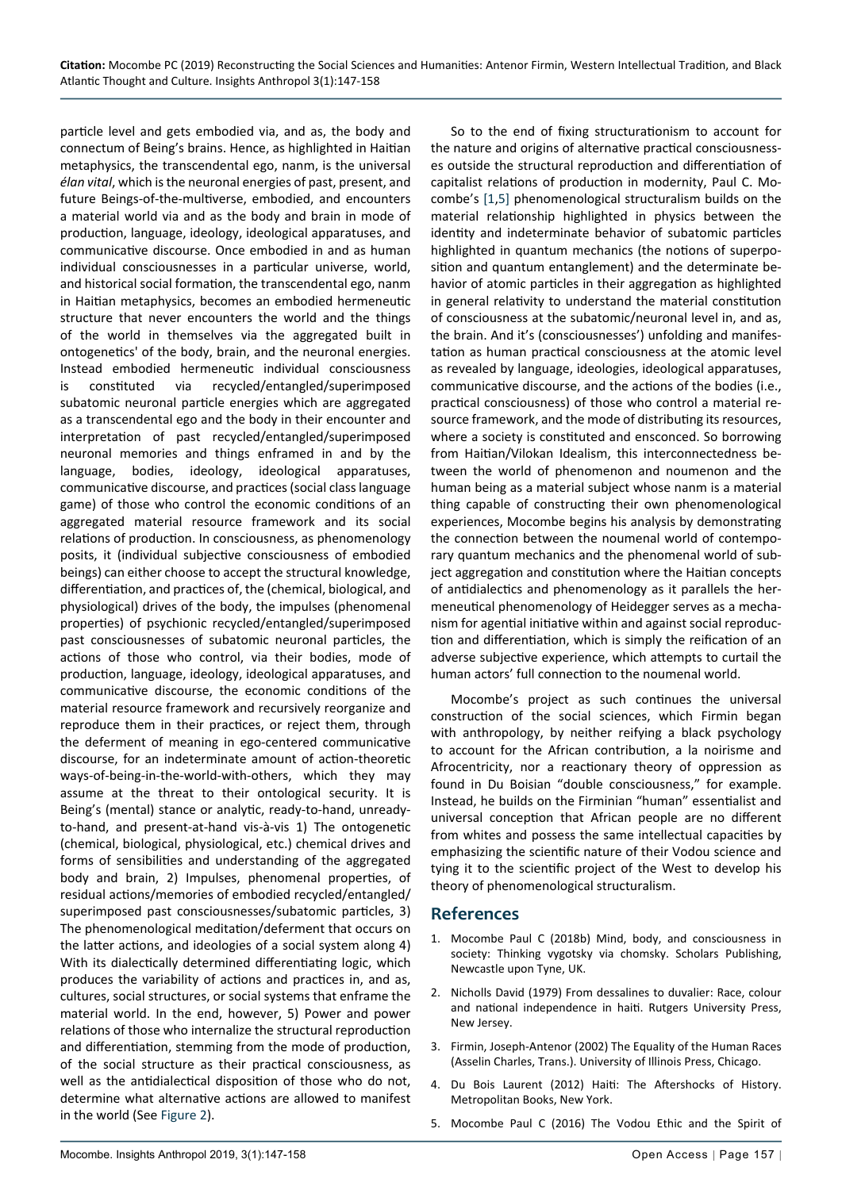particle level and gets embodied via, and as, the body and connectum of Being's brains. Hence, as highlighted in Haitian metaphysics, the transcendental ego, nanm, is the universal *élan vital*, which is the neuronal energies of past, present, and future Beings-of-the-multiverse, embodied, and encounters a material world via and as the body and brain in mode of production, language, ideology, ideological apparatuses, and communicative discourse. Once embodied in and as human individual consciousnesses in a particular universe, world, and historical social formation, the transcendental ego, nanm in Haitian metaphysics, becomes an embodied hermeneutic structure that never encounters the world and the things of the world in themselves via the aggregated built in ontogenetics' of the body, brain, and the neuronal energies. Instead embodied hermeneutic individual consciousness is constituted via recycled/entangled/superimposed subatomic neuronal particle energies which are aggregated as a transcendental ego and the body in their encounter and interpretation of past recycled/entangled/superimposed neuronal memories and things enframed in and by the language, bodies, ideology, ideological apparatuses, communicative discourse, and practices (social class language game) of those who control the economic conditions of an aggregated material resource framework and its social relations of production. In consciousness, as phenomenology posits, it (individual subjective consciousness of embodied beings) can either choose to accept the structural knowledge, differentiation, and practices of, the (chemical, biological, and physiological) drives of the body, the impulses (phenomenal properties) of psychionic recycled/entangled/superimposed past consciousnesses of subatomic neuronal particles, the actions of those who control, via their bodies, mode of production, language, ideology, ideological apparatuses, and communicative discourse, the economic conditions of the material resource framework and recursively reorganize and reproduce them in their practices, or reject them, through the deferment of meaning in ego-centered communicative discourse, for an indeterminate amount of action-theoretic ways-of-being-in-the-world-with-others, which they may assume at the threat to their ontological security. It is Being's (mental) stance or analytic, ready-to-hand, unready-to-hand, and present-at-hand vis-à-vis 1) The ontogenetic (chemical, biological, physiological, etc.) chemical drives and forms of sensibilities and understanding of the aggregated body and brain, 2) Impulses, phenomenal properties, of residual actions/memories of embodied recycled/entangled/superimposed past consciousnesses/subatomic particles, 3) The phenomenological meditation/deferment that occurs on the latter actions, and ideologies of a social system along 4) With its dialectically determined differentiating logic, which produces the variability of actions and practices in, and as, cultures, social structures, or social systems that enframe the material world. In the end, however, 5) Power and power relations of those who internalize the structural reproduction and differentiation, stemming from the mode of production, of the social structure as their practical consciousness, as well as the antidialectical disposition of those who do not, determine what alternative actions are allowed to manifest in the world (See Figure 2).

So to the end of fixing structurationism to account for the nature and origins of alternative practical consciousnesses outside the structural reproduction and differentiation of capitalist relations of production in modernity, Paul C. Mocombe's [1,5] phenomenological structuralism builds on the material relationship highlighted in physics between the identity and indeterminate behavior of subatomic particles highlighted in quantum mechanics (the notions of superposition and quantum entanglement) and the determinate behavior of atomic particles in their aggregation as highlighted in general relativity to understand the material constitution of consciousness at the subatomic/neuronal level in, and as, the brain. And it's (consciousnesses') unfolding and manifestation as human practical consciousness at the atomic level as revealed by language, ideologies, ideological apparatuses, communicative discourse, and the actions of the bodies (i.e., practical consciousness) of those who control a material resource framework, and the mode of distributing its resources, where a society is constituted and ensconced. So borrowing from Haitian/Vilokan Idealism, this interconnectedness between the world of phenomenon and noumenon and the human being as a material subject whose nanm is a material thing capable of constructing their own phenomenological experiences, Mocombe begins his analysis by demonstrating the connection between the noumenal world of contemporary quantum mechanics and the phenomenal world of subject aggregation and constitution where the Haitian concepts of antidialectics and phenomenology as it parallels the hermeneutical phenomenology of Heidegger serves as a mechanism for agential initiative within and against social reproduction and differentiation, which is simply the reification of an adverse subjective experience, which attempts to curtail the human actors' full connection to the noumenal world.

Mocombe's project as such continues the universal construction of the social sciences, which Firmin began with anthropology, by neither reifying a black psychology to account for the African contribution, a la noirisme and Afrocentricity, nor a reactionary theory of oppression as found in Du Boisian "double consciousness," for example. Instead, he builds on the Firminian "human" essentialist and universal conception that African people are no different from whites and possess the same intellectual capacities by emphasizing the scientific nature of their Vodou science and tying it to the scientific project of the West to develop his theory of phenomenological structuralism.

## References

1. Mocombe Paul C (2018b) Mind, body, and consciousness in society: Thinking vygotsky via chomsky. Scholars Publishing, Newcastle upon Tyne, UK.
2. Nicholls David (1979) From dessalines to duvalier: Race, colour and national independence in haiti. Rutgers University Press, New Jersey.
3. Firmin, Joseph-Antenor (2002) The Equality of the Human Races (Asselin Charles, Trans.). University of Illinois Press, Chicago.
4. Du Bois Laurent (2012) Haiti: The Aftershocks of History. Metropolitan Books, New York.
5. Mocombe Paul C (2016) The Vodou Ethic and the Spirit of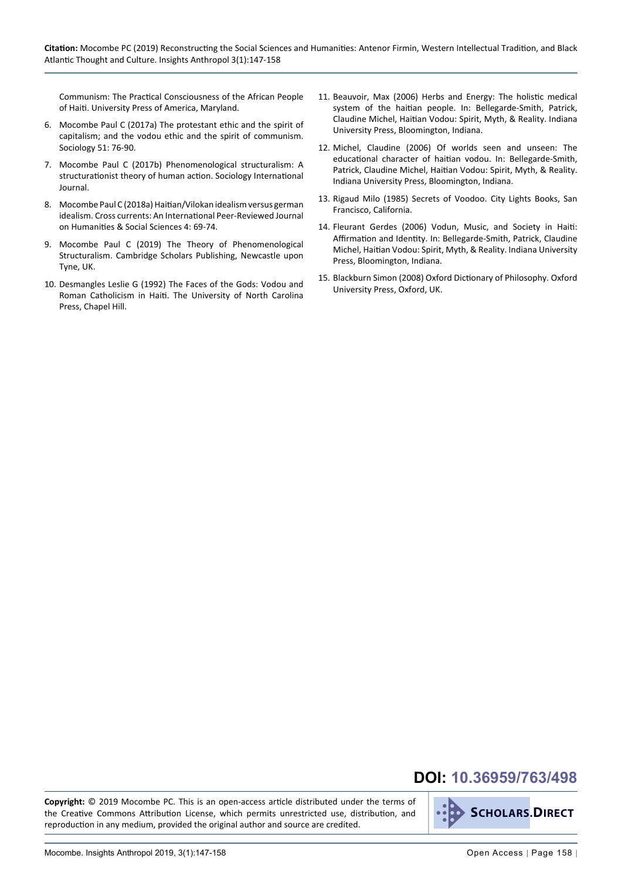Communism: The Practical Consciousness of the African People of Haiti. University Press of America, Maryland.

6. Mocombe Paul C (2017a) The protestant ethic and the spirit of capitalism; and the vodou ethic and the spirit of communism. Sociology 51: 76-90.

7. Mocombe Paul C (2017b) Phenomenological structuralism: A structurationist theory of human action. Sociology International Journal.

8. Mocombe Paul C (2018a) Haitian/Vilokan idealism versus german idealism. Cross currents: An International Peer-Reviewed Journal on Humanities & Social Sciences 4: 69-74.

9. Mocombe Paul C (2019) The Theory of Phenomenological Structuralism. Cambridge Scholars Publishing, Newcastle upon Tyne, UK.

10. Desmangles Leslie G (1992) The Faces of the Gods: Vodou and Roman Catholicism in Haiti. The University of North Carolina Press, Chapel Hill.

11. Beauvoir, Max (2006) Herbs and Energy: The holistic medical system of the haitian people. In: Bellegarde-Smith, Patrick, Claudine Michel, Haitian Vodou: Spirit, Myth, & Reality. Indiana University Press, Bloomington, Indiana.

12. Michel, Claudine (2006) Of worlds seen and unseen: The educational character of haitian vodou. In: Bellegarde-Smith, Patrick, Claudine Michel, Haitian Vodou: Spirit, Myth, & Reality. Indiana University Press, Bloomington, Indiana.

13. Rigaud Milo (1985) Secrets of Voodoo. City Lights Books, San Francisco, California.

14. Fleurant Gerdes (2006) Vodun, Music, and Society in Haiti: Affirmation and Identity. In: Bellegarde-Smith, Patrick, Claudine Michel, Haitian Vodou: Spirit, Myth, & Reality. Indiana University Press, Bloomington, Indiana.

15. Blackburn Simon (2008) Oxford Dictionary of Philosophy. Oxford University Press, Oxford, UK.

**DOI: 10.36959/763/498**

**Copyright:** © 2019 Mocombe PC. This is an open-access article distributed under the terms of the Creative Commons Attribution License, which permits unrestricted use, distribution, and reproduction in any medium, provided the original author and source are credited.